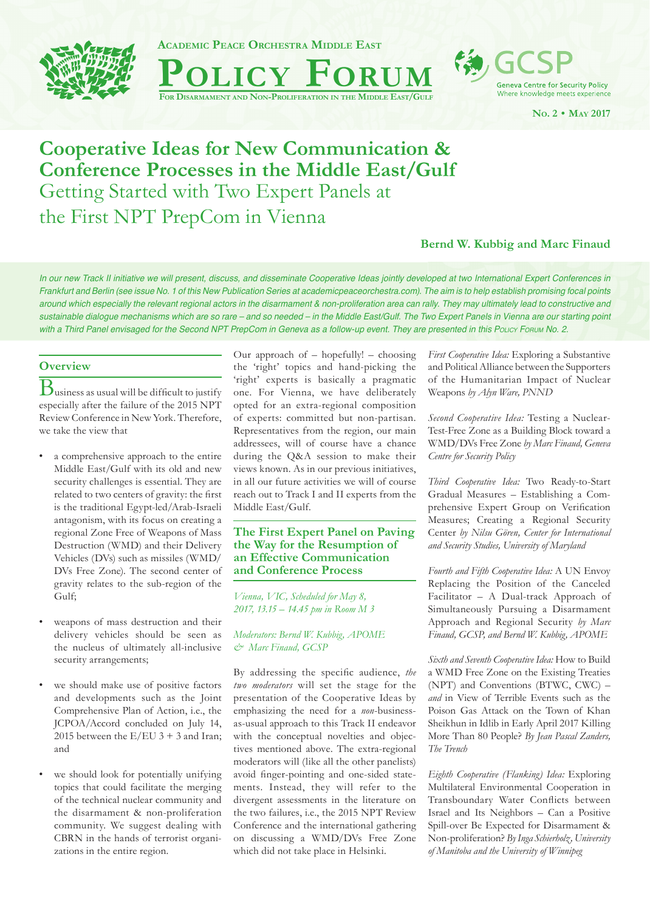Academic Peace Orchestra Middle East

# Policy Forum

For Disarmament and Non-Proliferation in the Middle East/Gulf

GCSP
Geneva Centre for Security Policy
Where knowledge meets experience

No. 2 • May 2017

# Cooperative Ideas for New Communication & Conference Processes in the Middle East/Gulf

## Getting Started with Two Expert Panels at the First NPT PrepCom in Vienna

**Bernd W. Kubbig and Marc Finaud**

*In our new Track II initiative we will present, discuss, and disseminate Cooperative Ideas jointly developed at two International Expert Conferences in Frankfurt and Berlin (see issue No. 1 of this New Publication Series at academicpeaceorchestra.com). The aim is to help establish promising focal points around which especially the relevant regional actors in the disarmament & non-proliferation area can rally. They may ultimately lead to constructive and sustainable dialogue mechanisms which are so rare – and so needed – in the Middle East/Gulf. The Two Expert Panels in Vienna are our starting point with a Third Panel envisaged for the Second NPT PrepCom in Geneva as a follow-up event. They are presented in this Policy Forum No. 2.*

### Overview

Business as usual will be difficult to justify especially after the failure of the 2015 NPT Review Conference in New York. Therefore, we take the view that

- a comprehensive approach to the entire Middle East/Gulf with its old and new security challenges is essential. They are related to two centers of gravity: the first is the traditional Egypt-led/Arab-Israeli antagonism, with its focus on creating a regional Zone Free of Weapons of Mass Destruction (WMD) and their Delivery Vehicles (DVs) such as missiles (WMD/DVs Free Zone). The second center of gravity relates to the sub-region of the Gulf;
- weapons of mass destruction and their delivery vehicles should be seen as the nucleus of ultimately all-inclusive security arrangements;
- we should make use of positive factors and developments such as the Joint Comprehensive Plan of Action, i.e., the JCPOA/Accord concluded on July 14, 2015 between the E/EU 3 + 3 and Iran; and
- we should look for potentially unifying topics that could facilitate the merging of the technical nuclear community and the disarmament & non-proliferation community. We suggest dealing with CBRN in the hands of terrorist organizations in the entire region.

Our approach of – hopefully! – choosing the 'right' topics and hand-picking the 'right' experts is basically a pragmatic one. For Vienna, we have deliberately opted for an extra-regional composition of experts: committed but non-partisan. Representatives from the region, our main addressees, will of course have a chance during the Q&A session to make their views known. As in our previous initiatives, in all our future activities we will of course reach out to Track I and II experts from the Middle East/Gulf.

### The First Expert Panel on Paving the Way for the Resumption of an Effective Communication and Conference Process

*Vienna, VIC, Scheduled for May 8, 2017, 13.15 – 14.45 pm in Room M 3*

*Moderators: Bernd W. Kubbig, APOME & Marc Finaud, GCSP*

By addressing the specific audience, *the two moderators* will set the stage for the presentation of the Cooperative Ideas by emphasizing the need for a *non*-business-as-usual approach to this Track II endeavor with the conceptual novelties and objectives mentioned above. The extra-regional moderators will (like all the other panelists) avoid finger-pointing and one-sided statements. Instead, they will refer to the divergent assessments in the literature on the two failures, i.e., the 2015 NPT Review Conference and the international gathering on discussing a WMD/DVs Free Zone which did not take place in Helsinki.

*First Cooperative Idea:* Exploring a Substantive and Political Alliance between the Supporters of the Humanitarian Impact of Nuclear Weapons *by Alyn Ware, PNND*

*Second Cooperative Idea:* Testing a Nuclear-Test-Free Zone as a Building Block toward a WMD/DVs Free Zone *by Marc Finaud, Geneva Centre for Security Policy*

*Third Cooperative Idea:* Two Ready-to-Start Gradual Measures – Establishing a Comprehensive Expert Group on Verification Measures; Creating a Regional Security Center *by Nilsu Gören, Center for International and Security Studies, University of Maryland*

*Fourth and Fifth Cooperative Idea:* A UN Envoy Replacing the Position of the Canceled Facilitator – A Dual-track Approach of Simultaneously Pursuing a Disarmament Approach and Regional Security *by Marc Finaud, GCSP, and Bernd W. Kubbig, APOME*

*Sixth and Seventh Cooperative Idea:* How to Build a WMD Free Zone on the Existing Treaties (NPT) and Conventions (BTWC, CWC) – *and* in View of Terrible Events such as the Poison Gas Attack on the Town of Khan Sheikhun in Idlib in Early April 2017 Killing More Than 80 People? *By Jean Pascal Zanders, The Trench*

*Eighth Cooperative (Flanking) Idea:* Exploring Multilateral Environmental Cooperation in Transboundary Water Conflicts between Israel and Its Neighbors – Can a Positive Spill-over Be Expected for Disarmament & Non-proliferation? *By Inga Schierholz, University of Manitoba and the University of Winnipeg*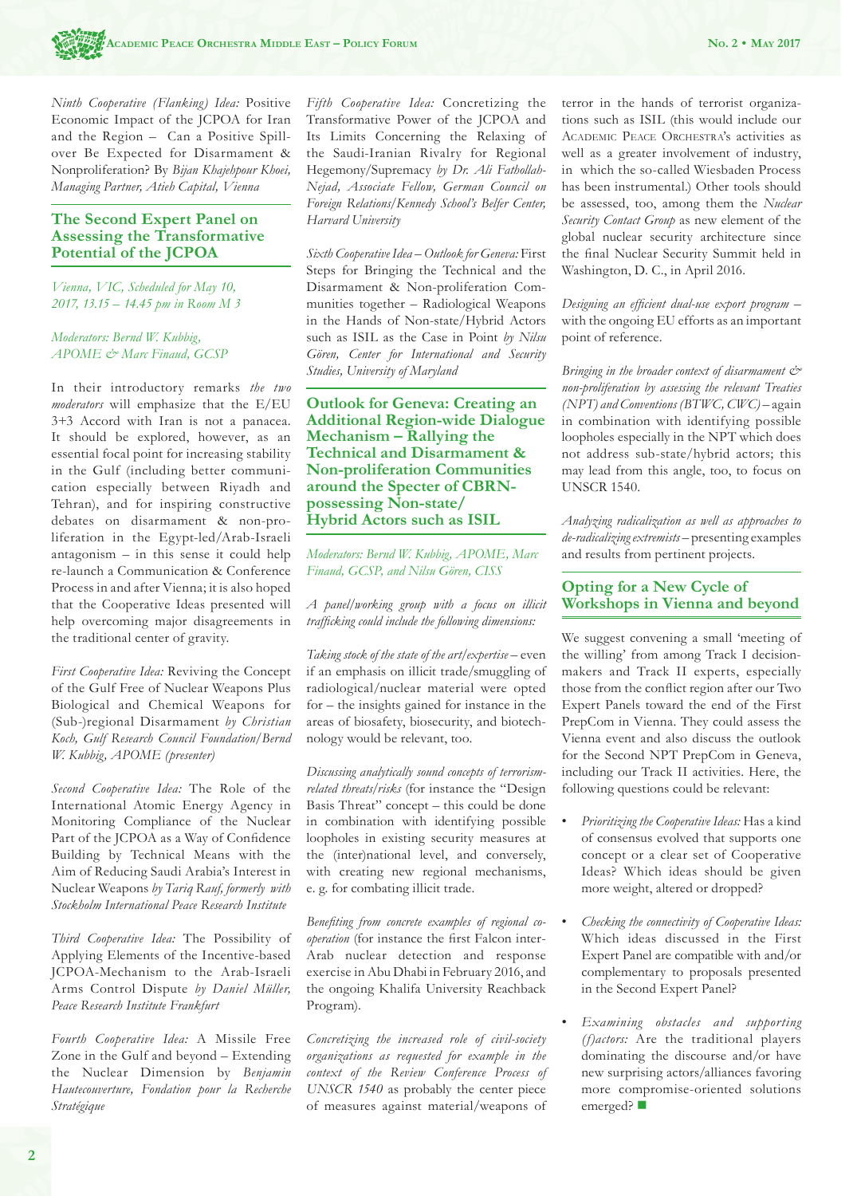*Ninth Cooperative (Flanking) Idea:* Positive Economic Impact of the JCPOA for Iran and the Region – Can a Positive Spillover Be Expected for Disarmament & Nonproliferation? By *Bijan Khajehpour Khoei, Managing Partner, Atieh Capital, Vienna*

## The Second Expert Panel on Assessing the Transformative Potential of the JCPOA

*Vienna, VIC, Scheduled for May 10, 2017, 13.15 – 14.45 pm in Room M 3*

*Moderators: Bernd W. Kubbig, APOME & Marc Finaud, GCSP*

In their introductory remarks *the two moderators* will emphasize that the E/EU 3+3 Accord with Iran is not a panacea. It should be explored, however, as an essential focal point for increasing stability in the Gulf (including better communication especially between Riyadh and Tehran), and for inspiring constructive debates on disarmament & non-proliferation in the Egypt-led/Arab-Israeli antagonism – in this sense it could help re-launch a Communication & Conference Process in and after Vienna; it is also hoped that the Cooperative Ideas presented will help overcoming major disagreements in the traditional center of gravity.

*First Cooperative Idea:* Reviving the Concept of the Gulf Free of Nuclear Weapons Plus Biological and Chemical Weapons for (Sub-)regional Disarmament *by Christian Koch, Gulf Research Council Foundation/Bernd W. Kubbig, APOME (presenter)*

*Second Cooperative Idea:* The Role of the International Atomic Energy Agency in Monitoring Compliance of the Nuclear Part of the JCPOA as a Way of Confidence Building by Technical Means with the Aim of Reducing Saudi Arabia's Interest in Nuclear Weapons *by Tariq Rauf, formerly with Stockholm International Peace Research Institute*

*Third Cooperative Idea:* The Possibility of Applying Elements of the Incentive-based JCPOA-Mechanism to the Arab-Israeli Arms Control Dispute *by Daniel Müller, Peace Research Institute Frankfurt*

*Fourth Cooperative Idea:* A Missile Free Zone in the Gulf and beyond – Extending the Nuclear Dimension by *Benjamin Hautecouverture, Fondation pour la Recherche Stratégique*

*Fifth Cooperative Idea:* Concretizing the Transformative Power of the JCPOA and Its Limits Concerning the Relaxing of the Saudi-Iranian Rivalry for Regional Hegemony/Supremacy *by Dr. Ali Fathollah-Nejad, Associate Fellow, German Council on Foreign Relations/Kennedy School's Belfer Center, Harvard University*

*Sixth Cooperative Idea – Outlook for Geneva:* First Steps for Bringing the Technical and the Disarmament & Non-proliferation Communities together – Radiological Weapons in the Hands of Non-state/Hybrid Actors such as ISIL as the Case in Point *by Nilsu Gören, Center for International and Security Studies, University of Maryland*

## Outlook for Geneva: Creating an Additional Region-wide Dialogue Mechanism – Rallying the Technical and Disarmament & Non-proliferation Communities around the Specter of CBRN-possessing Non-state/ Hybrid Actors such as ISIL

*Moderators: Bernd W. Kubbig, APOME, Marc Finaud, GCSP, and Nilsu Gören, CISS*

*A panel/working group with a focus on illicit trafficking could include the following dimensions:*

*Taking stock of the state of the art/expertise* – even if an emphasis on illicit trade/smuggling of radiological/nuclear material were opted for – the insights gained for instance in the areas of biosafety, biosecurity, and biotechnology would be relevant, too.

*Discussing analytically sound concepts of terrorism-related threats/risks* (for instance the "Design Basis Threat" concept – this could be done in combination with identifying possible loopholes in existing security measures at the (inter)national level, and conversely, with creating new regional mechanisms, e. g. for combating illicit trade.

*Benefiting from concrete examples of regional cooperation* (for instance the first Falcon inter-Arab nuclear detection and response exercise in Abu Dhabi in February 2016, and the ongoing Khalifa University Reachback Program).

*Concretizing the increased role of civil-society organizations as requested for example in the context of the Review Conference Process of UNSCR 1540* as probably the center piece of measures against material/weapons of terror in the hands of terrorist organizations such as ISIL (this would include our Academic Peace Orchestra's activities as well as a greater involvement of industry, in which the so-called Wiesbaden Process has been instrumental.) Other tools should be assessed, too, among them the *Nuclear Security Contact Group* as new element of the global nuclear security architecture since the final Nuclear Security Summit held in Washington, D. C., in April 2016.

*Designing an efficient dual-use export program* – with the ongoing EU efforts as an important point of reference.

*Bringing in the broader context of disarmament & non-proliferation by assessing the relevant Treaties (NPT) and Conventions (BTWC, CWC)* – again in combination with identifying possible loopholes especially in the NPT which does not address sub-state/hybrid actors; this may lead from this angle, too, to focus on UNSCR 1540.

*Analyzing radicalization as well as approaches to de-radicalizing extremists* – presenting examples and results from pertinent projects.

## Opting for a New Cycle of Workshops in Vienna and beyond

We suggest convening a small 'meeting of the willing' from among Track I decision-makers and Track II experts, especially those from the conflict region after our Two Expert Panels toward the end of the First PrepCom in Vienna. They could assess the Vienna event and also discuss the outlook for the Second NPT PrepCom in Geneva, including our Track II activities. Here, the following questions could be relevant:

- *Prioritizing the Cooperative Ideas:* Has a kind of consensus evolved that supports one concept or a clear set of Cooperative Ideas? Which ideas should be given more weight, altered or dropped?
- *Checking the connectivity of Cooperative Ideas:* Which ideas discussed in the First Expert Panel are compatible with and/or complementary to proposals presented in the Second Expert Panel?
- *Examining obstacles and supporting (f)actors:* Are the traditional players dominating the discourse and/or have new surprising actors/alliances favoring more compromise-oriented solutions emerged? ■